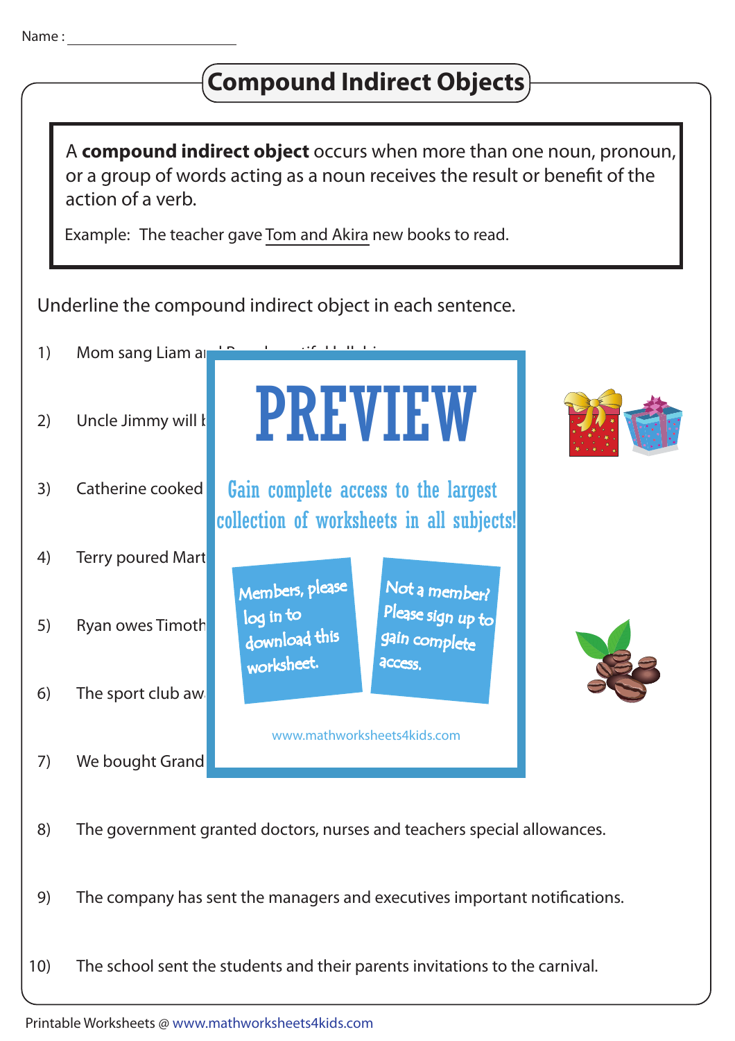Name : ____________________

# Compound Indirect Objects

A **compound indirect object** occurs when more than one noun, pronoun, or a group of words acting as a noun receives the result or benefit of the action of a verb.

Example: The teacher gave Tom and Akira new books to read.

Underline the compound indirect object in each sentence.

1) Mom sang Liam a

2) Uncle Jimmy will b

3) Catherine cooked

4) Terry poured Mart

5) Ryan owes Timoth

6) The sport club aw

7) We bought Grand

8) The government granted doctors, nurses and teachers special allowances.

9) The company has sent the managers and executives important notifications.

10) The school sent the students and their parents invitations to the carnival.

PREVIEW

Gain complete access to the largest collection of worksheets in all subjects!

Members, please log in to download this worksheet.

Not a member? Please sign up to gain complete access.

www.mathworksheets4kids.com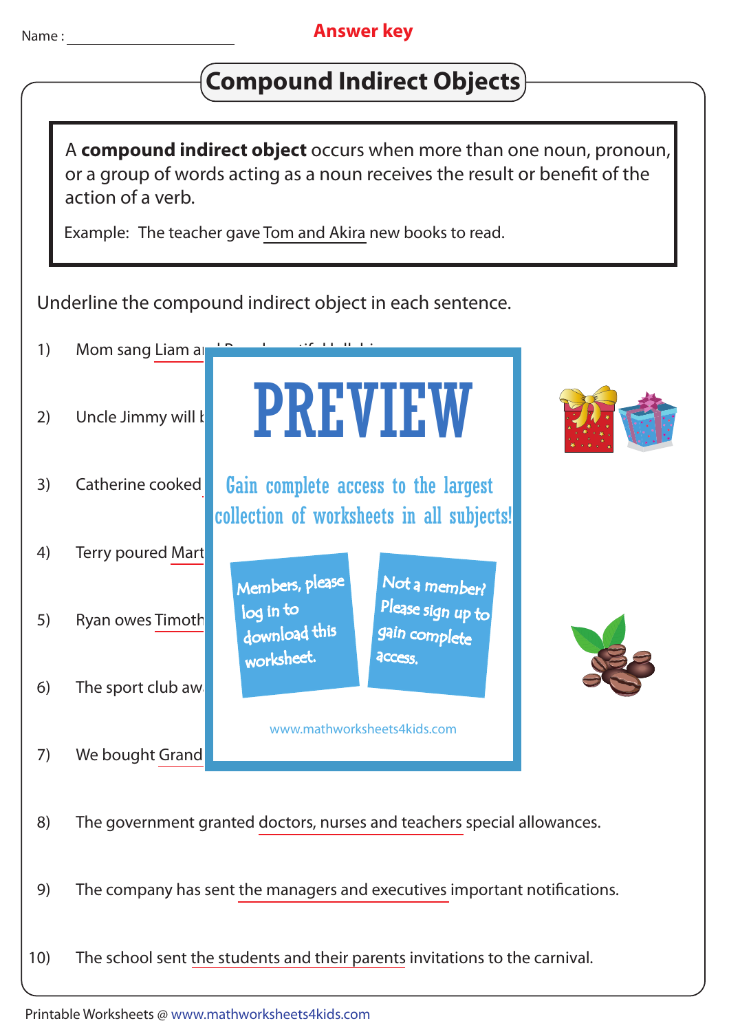Name : ____________________

**Answer key**

# Compound Indirect Objects

A **compound indirect object** occurs when more than one noun, pronoun, or a group of words acting as a noun receives the result or benefit of the action of a verb.

Example: The teacher gave Tom and Akira new books to read.

Underline the compound indirect object in each sentence.

1) Mom sang Liam a

2) Uncle Jimmy will b

3) Catherine cooked

4) Terry poured Mart

5) Ryan owes Timoth

6) The sport club aw

7) We bought Grand

8) The government granted doctors, nurses and teachers special allowances.

9) The company has sent the managers and executives important notifications.

10) The school sent the students and their parents invitations to the carnival.

PREVIEW

Gain complete access to the largest collection of worksheets in all subjects!

Members, please log in to download this worksheet.

Not a member? Please sign up to gain complete access.

www.mathworksheets4kids.com

Printable Worksheets @ www.mathworksheets4kids.com